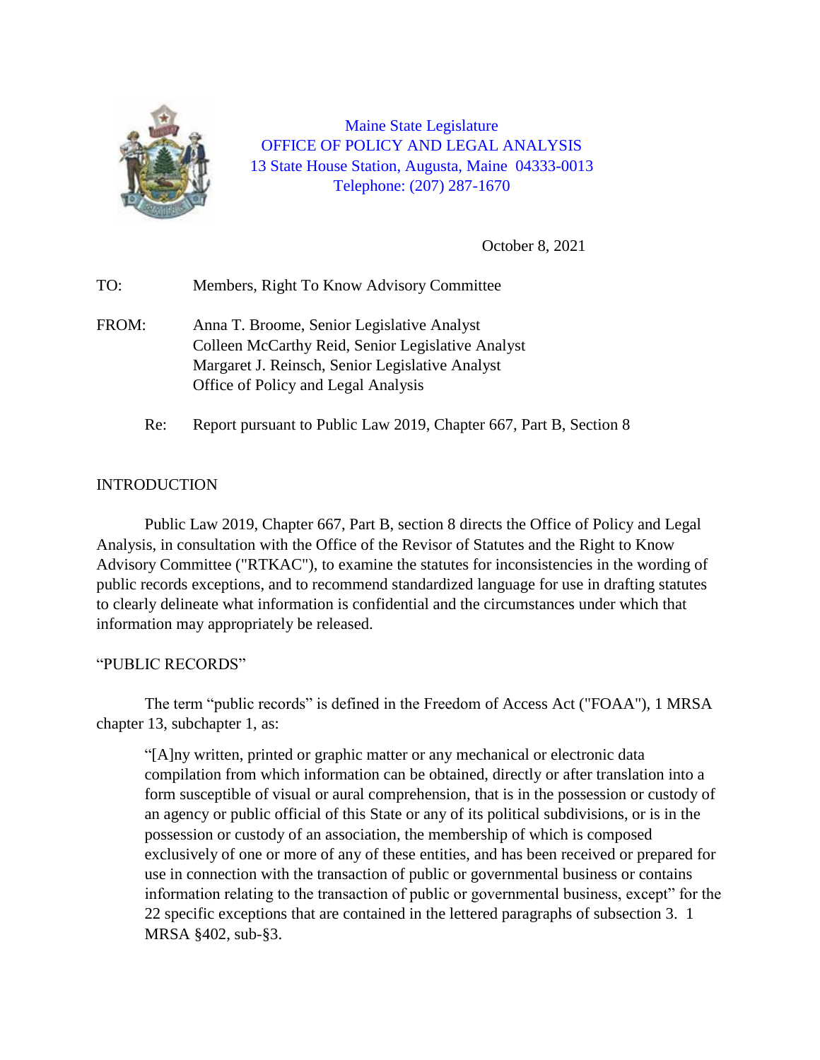Maine State Legislature
OFFICE OF POLICY AND LEGAL ANALYSIS
13 State House Station, Augusta, Maine 04333-0013
Telephone: (207) 287-1670

October 8, 2021

TO: Members, Right To Know Advisory Committee

FROM: Anna T. Broome, Senior Legislative Analyst
Colleen McCarthy Reid, Senior Legislative Analyst
Margaret J. Reinsch, Senior Legislative Analyst
Office of Policy and Legal Analysis

Re: Report pursuant to Public Law 2019, Chapter 667, Part B, Section 8

## INTRODUCTION

Public Law 2019, Chapter 667, Part B, section 8 directs the Office of Policy and Legal Analysis, in consultation with the Office of the Revisor of Statutes and the Right to Know Advisory Committee ("RTKAC"), to examine the statutes for inconsistencies in the wording of public records exceptions, and to recommend standardized language for use in drafting statutes to clearly delineate what information is confidential and the circumstances under which that information may appropriately be released.

## "PUBLIC RECORDS"

The term "public records" is defined in the Freedom of Access Act ("FOAA"), 1 MRSA chapter 13, subchapter 1, as:

> "[A]ny written, printed or graphic matter or any mechanical or electronic data compilation from which information can be obtained, directly or after translation into a form susceptible of visual or aural comprehension, that is in the possession or custody of an agency or public official of this State or any of its political subdivisions, or is in the possession or custody of an association, the membership of which is composed exclusively of one or more of any of these entities, and has been received or prepared for use in connection with the transaction of public or governmental business or contains information relating to the transaction of public or governmental business, except" for the 22 specific exceptions that are contained in the lettered paragraphs of subsection 3. 1 MRSA §402, sub-§3.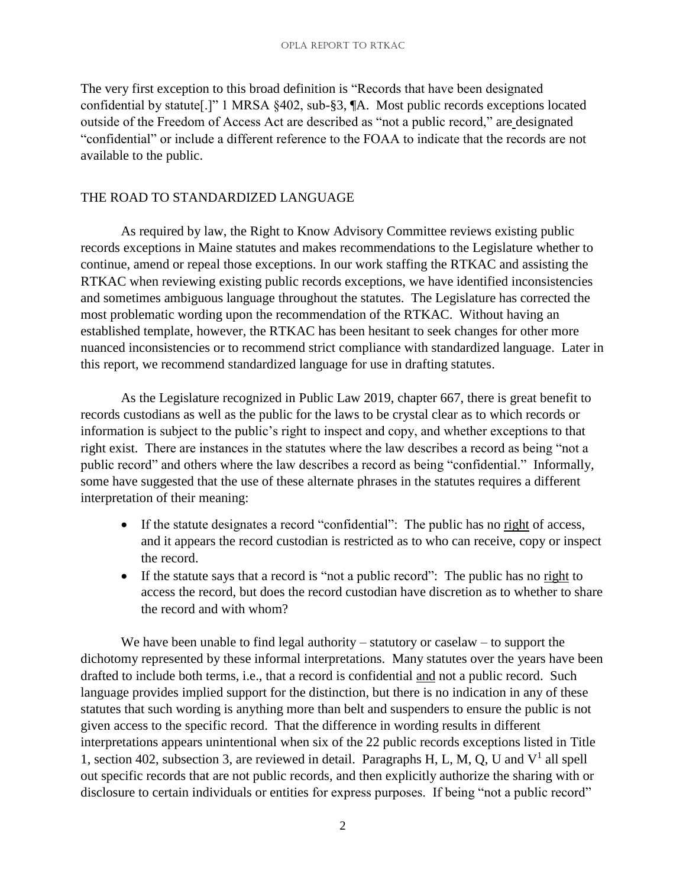The very first exception to this broad definition is "Records that have been designated confidential by statute[.]" 1 MRSA §402, sub-§3, ¶A. Most public records exceptions located outside of the Freedom of Access Act are described as "not a public record," are designated "confidential" or include a different reference to the FOAA to indicate that the records are not available to the public.

## THE ROAD TO STANDARDIZED LANGUAGE

As required by law, the Right to Know Advisory Committee reviews existing public records exceptions in Maine statutes and makes recommendations to the Legislature whether to continue, amend or repeal those exceptions. In our work staffing the RTKAC and assisting the RTKAC when reviewing existing public records exceptions, we have identified inconsistencies and sometimes ambiguous language throughout the statutes. The Legislature has corrected the most problematic wording upon the recommendation of the RTKAC. Without having an established template, however, the RTKAC has been hesitant to seek changes for other more nuanced inconsistencies or to recommend strict compliance with standardized language. Later in this report, we recommend standardized language for use in drafting statutes.

As the Legislature recognized in Public Law 2019, chapter 667, there is great benefit to records custodians as well as the public for the laws to be crystal clear as to which records or information is subject to the public's right to inspect and copy, and whether exceptions to that right exist. There are instances in the statutes where the law describes a record as being "not a public record" and others where the law describes a record as being "confidential." Informally, some have suggested that the use of these alternate phrases in the statutes requires a different interpretation of their meaning:

- If the statute designates a record "confidential": The public has no right of access, and it appears the record custodian is restricted as to who can receive, copy or inspect the record.
- If the statute says that a record is "not a public record": The public has no right to access the record, but does the record custodian have discretion as to whether to share the record and with whom?

We have been unable to find legal authority – statutory or caselaw – to support the dichotomy represented by these informal interpretations. Many statutes over the years have been drafted to include both terms, i.e., that a record is confidential and not a public record. Such language provides implied support for the distinction, but there is no indication in any of these statutes that such wording is anything more than belt and suspenders to ensure the public is not given access to the specific record. That the difference in wording results in different interpretations appears unintentional when six of the 22 public records exceptions listed in Title 1, section 402, subsection 3, are reviewed in detail. Paragraphs H, L, M, Q, U and V[1] all spell out specific records that are not public records, and then explicitly authorize the sharing with or disclosure to certain individuals or entities for express purposes. If being "not a public record"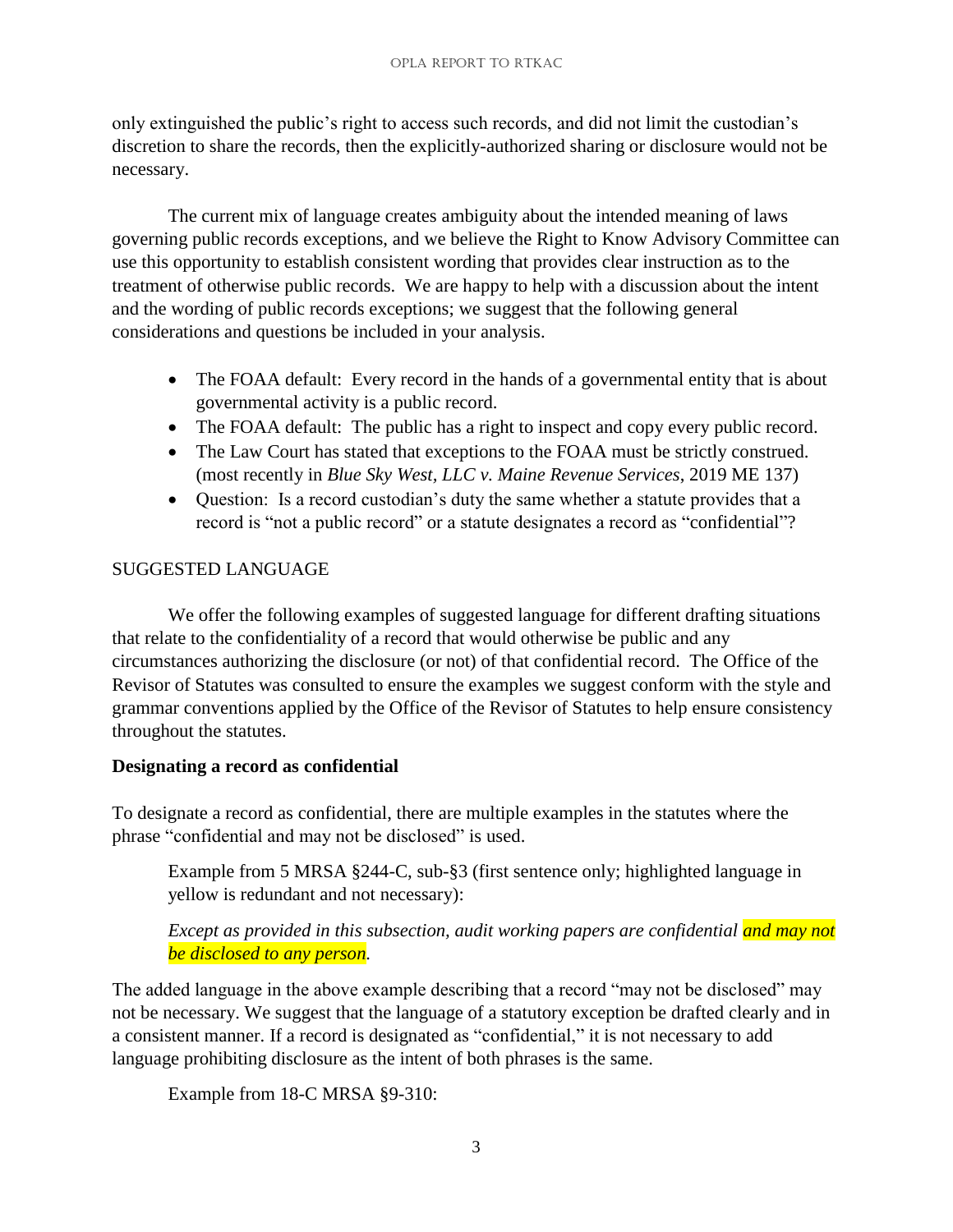only extinguished the public's right to access such records, and did not limit the custodian's discretion to share the records, then the explicitly-authorized sharing or disclosure would not be necessary.

The current mix of language creates ambiguity about the intended meaning of laws governing public records exceptions, and we believe the Right to Know Advisory Committee can use this opportunity to establish consistent wording that provides clear instruction as to the treatment of otherwise public records. We are happy to help with a discussion about the intent and the wording of public records exceptions; we suggest that the following general considerations and questions be included in your analysis.

- The FOAA default: Every record in the hands of a governmental entity that is about governmental activity is a public record.
- The FOAA default: The public has a right to inspect and copy every public record.
- The Law Court has stated that exceptions to the FOAA must be strictly construed. (most recently in *Blue Sky West, LLC v. Maine Revenue Services*, 2019 ME 137)
- Question: Is a record custodian's duty the same whether a statute provides that a record is "not a public record" or a statute designates a record as "confidential"?

SUGGESTED LANGUAGE

We offer the following examples of suggested language for different drafting situations that relate to the confidentiality of a record that would otherwise be public and any circumstances authorizing the disclosure (or not) of that confidential record. The Office of the Revisor of Statutes was consulted to ensure the examples we suggest conform with the style and grammar conventions applied by the Office of the Revisor of Statutes to help ensure consistency throughout the statutes.

**Designating a record as confidential**

To designate a record as confidential, there are multiple examples in the statutes where the phrase "confidential and may not be disclosed" is used.

> Example from 5 MRSA §244-C, sub-§3 (first sentence only; highlighted language in yellow is redundant and not necessary):
>
> *Except as provided in this subsection, audit working papers are confidential and may not be disclosed to any person.*

The added language in the above example describing that a record "may not be disclosed" may not be necessary. We suggest that the language of a statutory exception be drafted clearly and in a consistent manner. If a record is designated as "confidential," it is not necessary to add language prohibiting disclosure as the intent of both phrases is the same.

> Example from 18-C MRSA §9-310: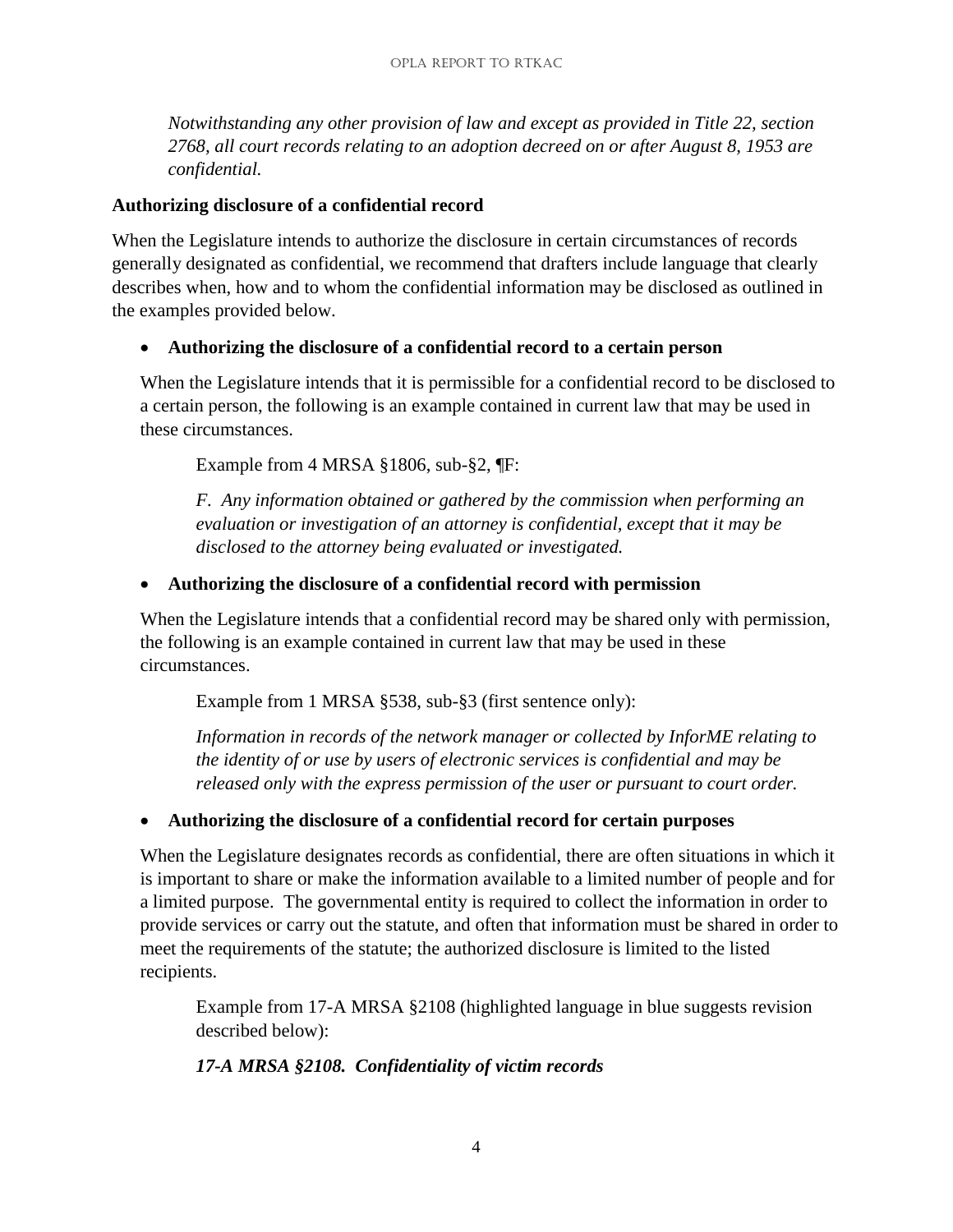*Notwithstanding any other provision of law and except as provided in Title 22, section 2768, all court records relating to an adoption decreed on or after August 8, 1953 are confidential.*

**Authorizing disclosure of a confidential record**

When the Legislature intends to authorize the disclosure in certain circumstances of records generally designated as confidential, we recommend that drafters include language that clearly describes when, how and to whom the confidential information may be disclosed as outlined in the examples provided below.

- **Authorizing the disclosure of a confidential record to a certain person**

  When the Legislature intends that it is permissible for a confidential record to be disclosed to a certain person, the following is an example contained in current law that may be used in these circumstances.

  Example from 4 MRSA §1806, sub-§2, ¶F:

  *F. Any information obtained or gathered by the commission when performing an evaluation or investigation of an attorney is confidential, except that it may be disclosed to the attorney being evaluated or investigated.*

- **Authorizing the disclosure of a confidential record with permission**

  When the Legislature intends that a confidential record may be shared only with permission, the following is an example contained in current law that may be used in these circumstances.

  Example from 1 MRSA §538, sub-§3 (first sentence only):

  *Information in records of the network manager or collected by InforME relating to the identity of or use by users of electronic services is confidential and may be released only with the express permission of the user or pursuant to court order.*

- **Authorizing the disclosure of a confidential record for certain purposes**

  When the Legislature designates records as confidential, there are often situations in which it is important to share or make the information available to a limited number of people and for a limited purpose. The governmental entity is required to collect the information in order to provide services or carry out the statute, and often that information must be shared in order to meet the requirements of the statute; the authorized disclosure is limited to the listed recipients.

  Example from 17-A MRSA §2108 (highlighted language in blue suggests revision described below):

  ***17-A MRSA §2108. Confidentiality of victim records***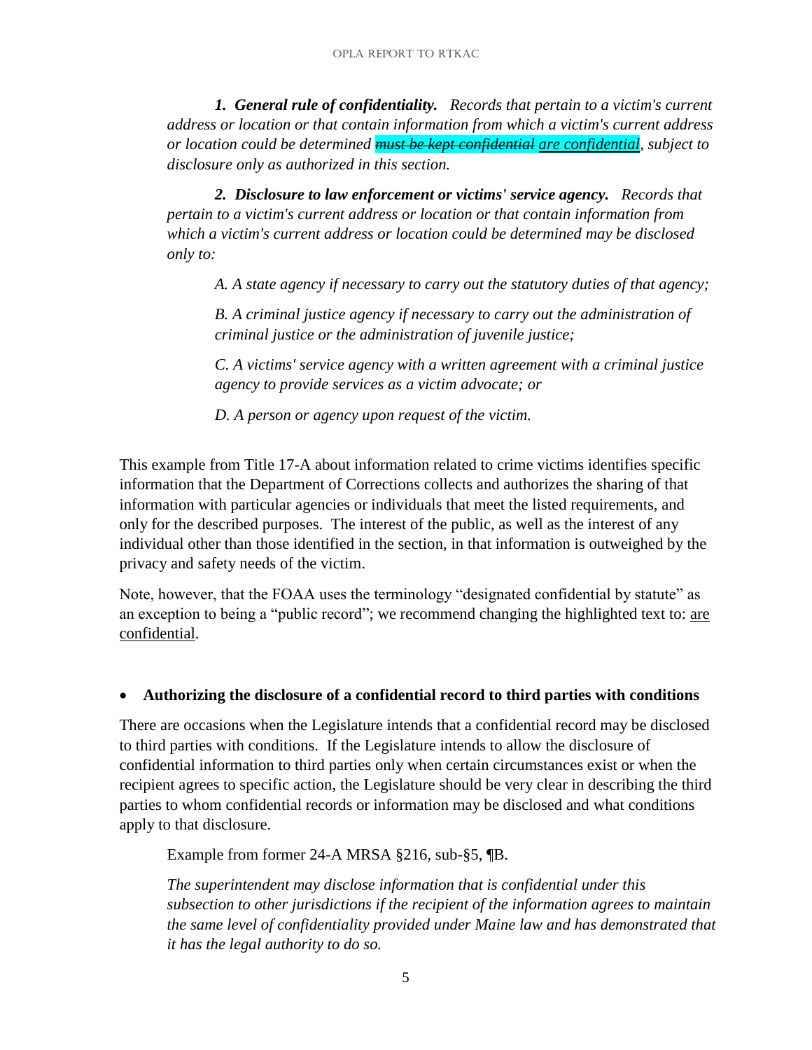***1. General rule of confidentiality.*** *Records that pertain to a victim's current address or location or that contain information from which a victim's current address or location could be determined ~~must be kept confidential~~ <u>are confidential</u>, subject to disclosure only as authorized in this section.*

***2. Disclosure to law enforcement or victims' service agency.*** *Records that pertain to a victim's current address or location or that contain information from which a victim's current address or location could be determined may be disclosed only to:*

*A. A state agency if necessary to carry out the statutory duties of that agency;*

*B. A criminal justice agency if necessary to carry out the administration of criminal justice or the administration of juvenile justice;*

*C. A victims' service agency with a written agreement with a criminal justice agency to provide services as a victim advocate; or*

*D. A person or agency upon request of the victim.*

This example from Title 17-A about information related to crime victims identifies specific information that the Department of Corrections collects and authorizes the sharing of that information with particular agencies or individuals that meet the listed requirements, and only for the described purposes. The interest of the public, as well as the interest of any individual other than those identified in the section, in that information is outweighed by the privacy and safety needs of the victim.

Note, however, that the FOAA uses the terminology "designated confidential by statute" as an exception to being a "public record"; we recommend changing the highlighted text to: <u>are confidential</u>.

- **Authorizing the disclosure of a confidential record to third parties with conditions**

There are occasions when the Legislature intends that a confidential record may be disclosed to third parties with conditions. If the Legislature intends to allow the disclosure of confidential information to third parties only when certain circumstances exist or when the recipient agrees to specific action, the Legislature should be very clear in describing the third parties to whom confidential records or information may be disclosed and what conditions apply to that disclosure.

Example from former 24-A MRSA §216, sub-§5, ¶B.

*The superintendent may disclose information that is confidential under this subsection to other jurisdictions if the recipient of the information agrees to maintain the same level of confidentiality provided under Maine law and has demonstrated that it has the legal authority to do so.*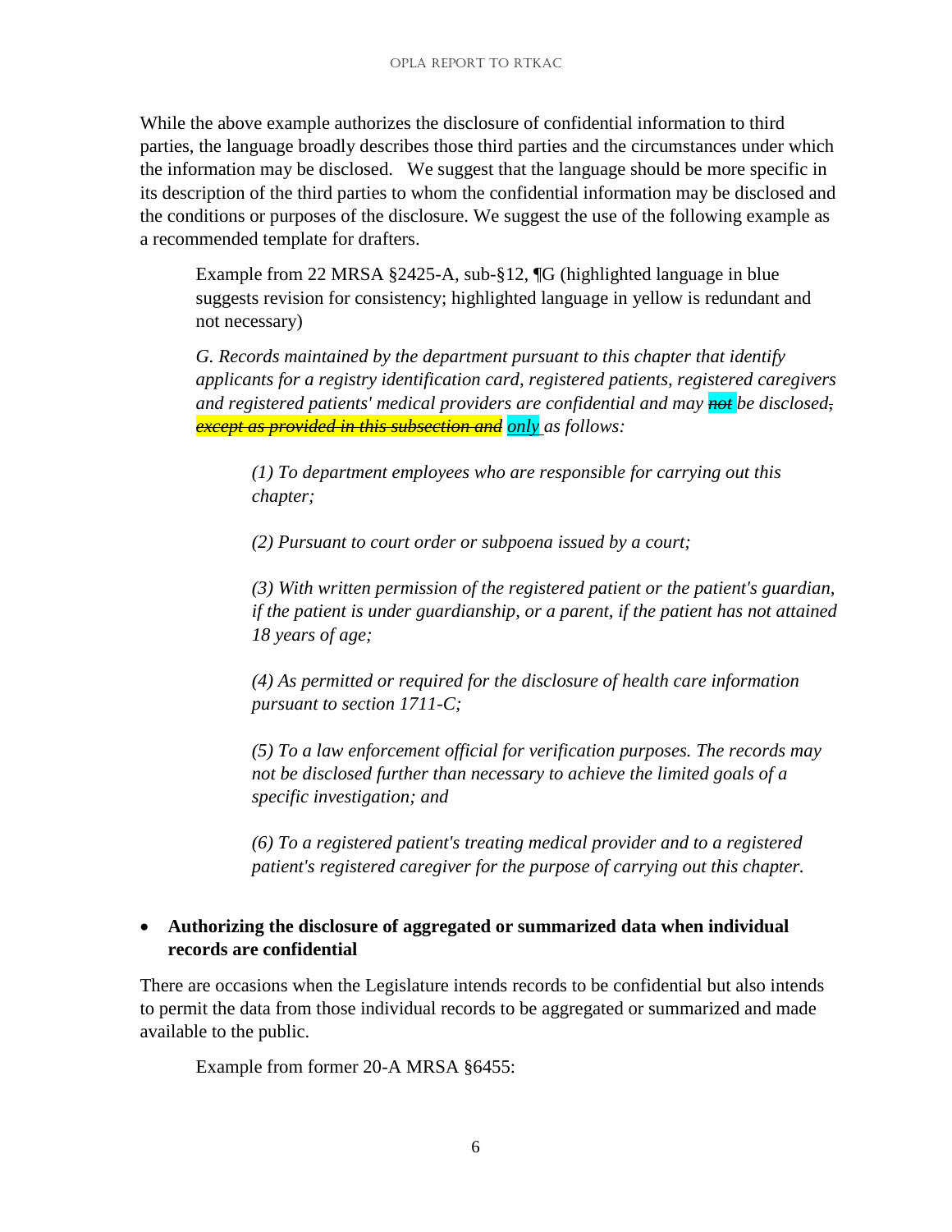While the above example authorizes the disclosure of confidential information to third parties, the language broadly describes those third parties and the circumstances under which the information may be disclosed. We suggest that the language should be more specific in its description of the third parties to whom the confidential information may be disclosed and the conditions or purposes of the disclosure. We suggest the use of the following example as a recommended template for drafters.

> Example from 22 MRSA §2425-A, sub-§12, ¶G (highlighted language in blue suggests revision for consistency; highlighted language in yellow is redundant and not necessary)
>
> *G. Records maintained by the department pursuant to this chapter that identify applicants for a registry identification card, registered patients, registered caregivers and registered patients' medical providers are confidential and may ~~not~~ be disclosed~~,~~ ~~except as provided in this subsection and~~ only as follows:*
>
> > *(1) To department employees who are responsible for carrying out this chapter;*
> >
> > *(2) Pursuant to court order or subpoena issued by a court;*
> >
> > *(3) With written permission of the registered patient or the patient's guardian, if the patient is under guardianship, or a parent, if the patient has not attained 18 years of age;*
> >
> > *(4) As permitted or required for the disclosure of health care information pursuant to section 1711-C;*
> >
> > *(5) To a law enforcement official for verification purposes. The records may not be disclosed further than necessary to achieve the limited goals of a specific investigation; and*
> >
> > *(6) To a registered patient's treating medical provider and to a registered patient's registered caregiver for the purpose of carrying out this chapter.*

- **Authorizing the disclosure of aggregated or summarized data when individual records are confidential**

There are occasions when the Legislature intends records to be confidential but also intends to permit the data from those individual records to be aggregated or summarized and made available to the public.

> Example from former 20-A MRSA §6455: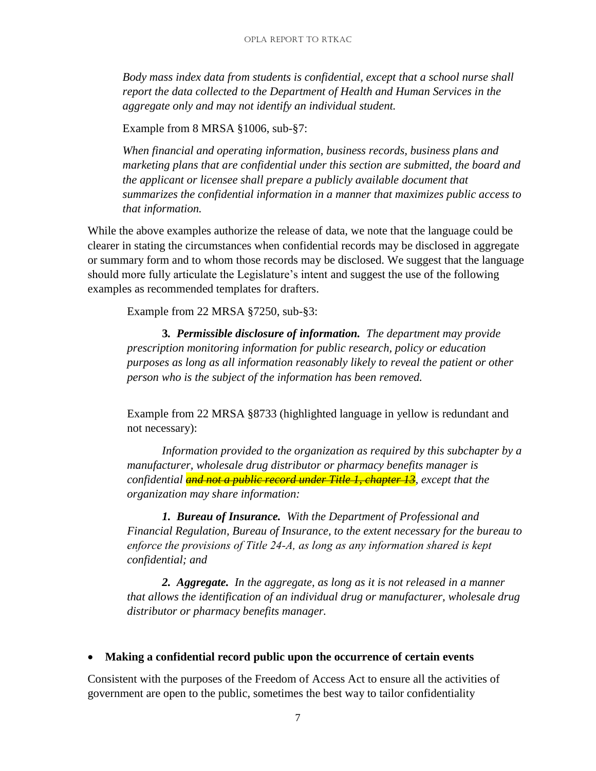*Body mass index data from students is confidential, except that a school nurse shall report the data collected to the Department of Health and Human Services in the aggregate only and may not identify an individual student.*

Example from 8 MRSA §1006, sub-§7:

*When financial and operating information, business records, business plans and marketing plans that are confidential under this section are submitted, the board and the applicant or licensee shall prepare a publicly available document that summarizes the confidential information in a manner that maximizes public access to that information.*

While the above examples authorize the release of data, we note that the language could be clearer in stating the circumstances when confidential records may be disclosed in aggregate or summary form and to whom those records may be disclosed. We suggest that the language should more fully articulate the Legislature's intent and suggest the use of the following examples as recommended templates for drafters.

Example from 22 MRSA §7250, sub-§3:

**3.** ***Permissible disclosure of information.*** *The department may provide prescription monitoring information for public research, policy or education purposes as long as all information reasonably likely to reveal the patient or other person who is the subject of the information has been removed.*

Example from 22 MRSA §8733 (highlighted language in yellow is redundant and not necessary):

*Information provided to the organization as required by this subchapter by a manufacturer, wholesale drug distributor or pharmacy benefits manager is confidential ~~and not a public record under Title 1, chapter 13~~, except that the organization may share information:*

***1. Bureau of Insurance.*** *With the Department of Professional and Financial Regulation, Bureau of Insurance, to the extent necessary for the bureau to enforce the provisions of Title 24-A, as long as any information shared is kept confidential; and*

***2. Aggregate.*** *In the aggregate, as long as it is not released in a manner that allows the identification of an individual drug or manufacturer, wholesale drug distributor or pharmacy benefits manager.*

- **Making a confidential record public upon the occurrence of certain events**

Consistent with the purposes of the Freedom of Access Act to ensure all the activities of government are open to the public, sometimes the best way to tailor confidentiality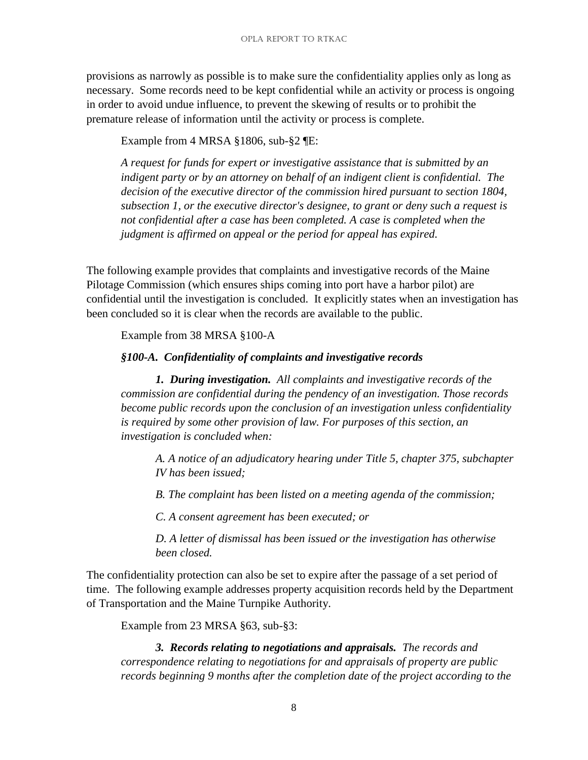provisions as narrowly as possible is to make sure the confidentiality applies only as long as necessary. Some records need to be kept confidential while an activity or process is ongoing in order to avoid undue influence, to prevent the skewing of results or to prohibit the premature release of information until the activity or process is complete.

Example from 4 MRSA §1806, sub-§2 ¶E:

> *A request for funds for expert or investigative assistance that is submitted by an indigent party or by an attorney on behalf of an indigent client is confidential. The decision of the executive director of the commission hired pursuant to section 1804, subsection 1, or the executive director's designee, to grant or deny such a request is not confidential after a case has been completed. A case is completed when the judgment is affirmed on appeal or the period for appeal has expired.*

The following example provides that complaints and investigative records of the Maine Pilotage Commission (which ensures ships coming into port have a harbor pilot) are confidential until the investigation is concluded. It explicitly states when an investigation has been concluded so it is clear when the records are available to the public.

Example from 38 MRSA §100-A

> ***§100-A. Confidentiality of complaints and investigative records***
>
> ***1. During investigation.*** *All complaints and investigative records of the commission are confidential during the pendency of an investigation. Those records become public records upon the conclusion of an investigation unless confidentiality is required by some other provision of law. For purposes of this section, an investigation is concluded when:*
>
> > *A. A notice of an adjudicatory hearing under Title 5, chapter 375, subchapter IV has been issued;*
> >
> > *B. The complaint has been listed on a meeting agenda of the commission;*
> >
> > *C. A consent agreement has been executed; or*
> >
> > *D. A letter of dismissal has been issued or the investigation has otherwise been closed.*

The confidentiality protection can also be set to expire after the passage of a set period of time. The following example addresses property acquisition records held by the Department of Transportation and the Maine Turnpike Authority.

Example from 23 MRSA §63, sub-§3:

> ***3. Records relating to negotiations and appraisals.*** *The records and correspondence relating to negotiations for and appraisals of property are public records beginning 9 months after the completion date of the project according to the*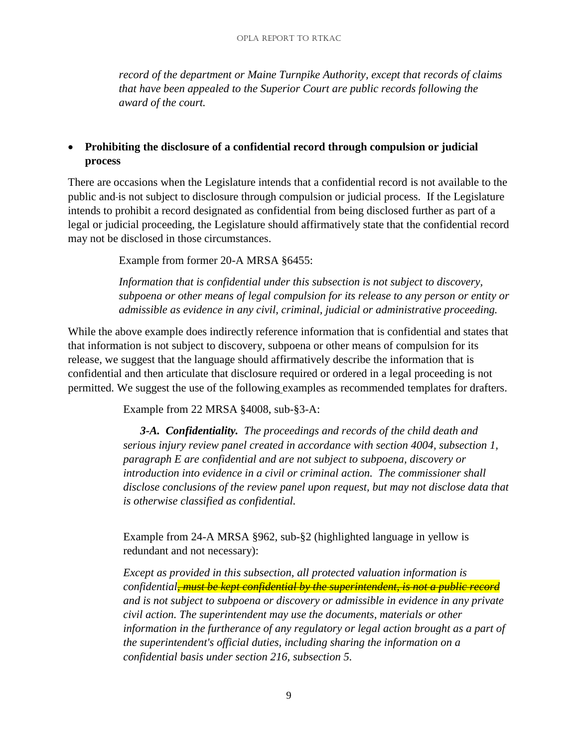*record of the department or Maine Turnpike Authority, except that records of claims that have been appealed to the Superior Court are public records following the award of the court.*

- **Prohibiting the disclosure of a confidential record through compulsion or judicial process**

There are occasions when the Legislature intends that a confidential record is not available to the public and is not subject to disclosure through compulsion or judicial process. If the Legislature intends to prohibit a record designated as confidential from being disclosed further as part of a legal or judicial proceeding, the Legislature should affirmatively state that the confidential record may not be disclosed in those circumstances.

> Example from former 20-A MRSA §6455:
>
> *Information that is confidential under this subsection is not subject to discovery, subpoena or other means of legal compulsion for its release to any person or entity or admissible as evidence in any civil, criminal, judicial or administrative proceeding.*

While the above example does indirectly reference information that is confidential and states that that information is not subject to discovery, subpoena or other means of compulsion for its release, we suggest that the language should affirmatively describe the information that is confidential and then articulate that disclosure required or ordered in a legal proceeding is not permitted. We suggest the use of the following examples as recommended templates for drafters.

> Example from 22 MRSA §4008, sub-§3-A:
>
> ***3-A. Confidentiality.*** *The proceedings and records of the child death and serious injury review panel created in accordance with section 4004, subsection 1, paragraph E are confidential and are not subject to subpoena, discovery or introduction into evidence in a civil or criminal action. The commissioner shall disclose conclusions of the review panel upon request, but may not disclose data that is otherwise classified as confidential.*

> Example from 24-A MRSA §962, sub-§2 (highlighted language in yellow is redundant and not necessary):
>
> *Except as provided in this subsection, all protected valuation information is confidential~~, must be kept confidential by the superintendent, is not a public record~~ and is not subject to subpoena or discovery or admissible in evidence in any private civil action. The superintendent may use the documents, materials or other information in the furtherance of any regulatory or legal action brought as a part of the superintendent's official duties, including sharing the information on a confidential basis under section 216, subsection 5.*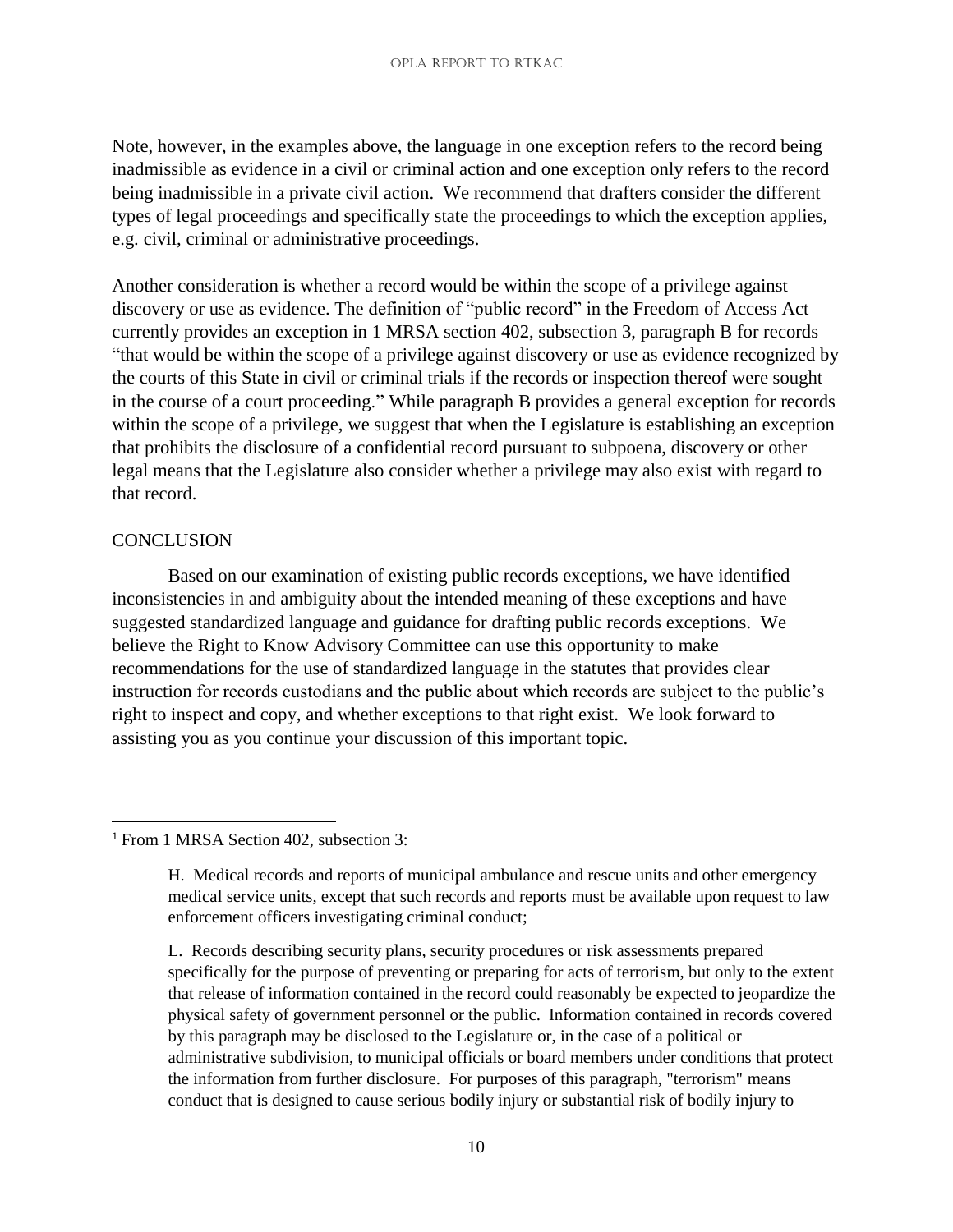Note, however, in the examples above, the language in one exception refers to the record being inadmissible as evidence in a civil or criminal action and one exception only refers to the record being inadmissible in a private civil action. We recommend that drafters consider the different types of legal proceedings and specifically state the proceedings to which the exception applies, e.g. civil, criminal or administrative proceedings.

Another consideration is whether a record would be within the scope of a privilege against discovery or use as evidence. The definition of "public record" in the Freedom of Access Act currently provides an exception in 1 MRSA section 402, subsection 3, paragraph B for records "that would be within the scope of a privilege against discovery or use as evidence recognized by the courts of this State in civil or criminal trials if the records or inspection thereof were sought in the course of a court proceeding." While paragraph B provides a general exception for records within the scope of a privilege, we suggest that when the Legislature is establishing an exception that prohibits the disclosure of a confidential record pursuant to subpoena, discovery or other legal means that the Legislature also consider whether a privilege may also exist with regard to that record.

## CONCLUSION

Based on our examination of existing public records exceptions, we have identified inconsistencies in and ambiguity about the intended meaning of these exceptions and have suggested standardized language and guidance for drafting public records exceptions. We believe the Right to Know Advisory Committee can use this opportunity to make recommendations for the use of standardized language in the statutes that provides clear instruction for records custodians and the public about which records are subject to the public's right to inspect and copy, and whether exceptions to that right exist. We look forward to assisting you as you continue your discussion of this important topic.

---

[1] From 1 MRSA Section 402, subsection 3:

> H. Medical records and reports of municipal ambulance and rescue units and other emergency medical service units, except that such records and reports must be available upon request to law enforcement officers investigating criminal conduct;
>
> L. Records describing security plans, security procedures or risk assessments prepared specifically for the purpose of preventing or preparing for acts of terrorism, but only to the extent that release of information contained in the record could reasonably be expected to jeopardize the physical safety of government personnel or the public. Information contained in records covered by this paragraph may be disclosed to the Legislature or, in the case of a political or administrative subdivision, to municipal officials or board members under conditions that protect the information from further disclosure. For purposes of this paragraph, "terrorism" means conduct that is designed to cause serious bodily injury or substantial risk of bodily injury to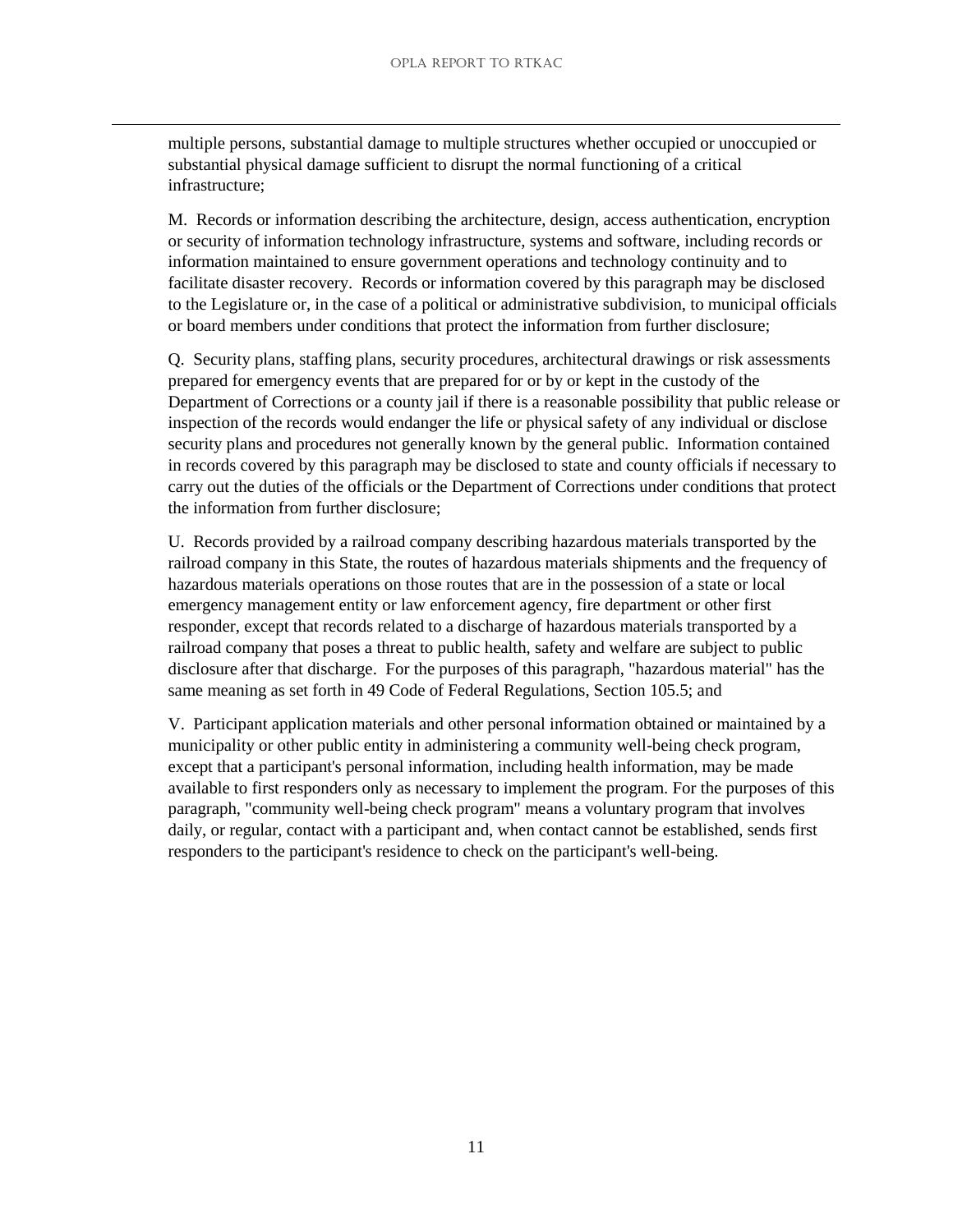multiple persons, substantial damage to multiple structures whether occupied or unoccupied or substantial physical damage sufficient to disrupt the normal functioning of a critical infrastructure;

M. Records or information describing the architecture, design, access authentication, encryption or security of information technology infrastructure, systems and software, including records or information maintained to ensure government operations and technology continuity and to facilitate disaster recovery. Records or information covered by this paragraph may be disclosed to the Legislature or, in the case of a political or administrative subdivision, to municipal officials or board members under conditions that protect the information from further disclosure;

Q. Security plans, staffing plans, security procedures, architectural drawings or risk assessments prepared for emergency events that are prepared for or by or kept in the custody of the Department of Corrections or a county jail if there is a reasonable possibility that public release or inspection of the records would endanger the life or physical safety of any individual or disclose security plans and procedures not generally known by the general public. Information contained in records covered by this paragraph may be disclosed to state and county officials if necessary to carry out the duties of the officials or the Department of Corrections under conditions that protect the information from further disclosure;

U. Records provided by a railroad company describing hazardous materials transported by the railroad company in this State, the routes of hazardous materials shipments and the frequency of hazardous materials operations on those routes that are in the possession of a state or local emergency management entity or law enforcement agency, fire department or other first responder, except that records related to a discharge of hazardous materials transported by a railroad company that poses a threat to public health, safety and welfare are subject to public disclosure after that discharge. For the purposes of this paragraph, "hazardous material" has the same meaning as set forth in 49 Code of Federal Regulations, Section 105.5; and

V. Participant application materials and other personal information obtained or maintained by a municipality or other public entity in administering a community well-being check program, except that a participant's personal information, including health information, may be made available to first responders only as necessary to implement the program. For the purposes of this paragraph, "community well-being check program" means a voluntary program that involves daily, or regular, contact with a participant and, when contact cannot be established, sends first responders to the participant's residence to check on the participant's well-being.